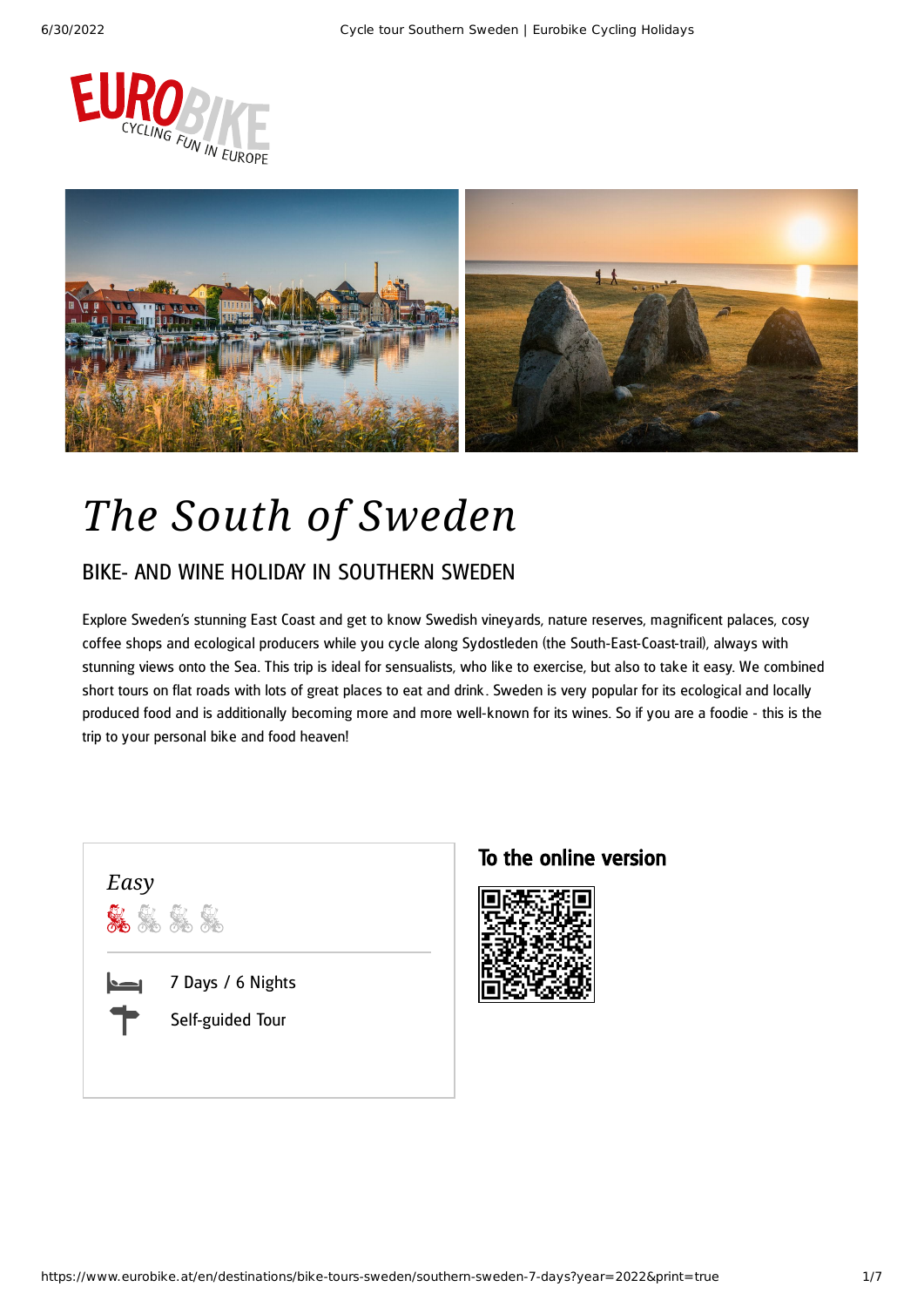# The South of Sweden

## BIKE- AND WINE HOLIDAY IN SOUTHERN SWEDEN

Explore Sweden's stunning East Coast and get to know Swedish vineyards, nature reserves, magnificent palaces, cosy coffee shops and ecological producers while you cycle along Sydostleden (the South-East-Coast-trail), always with stunning views onto the Sea. This trip is ideal for sensualists, who like to exercise, but also to take it easy. We combined short tours on flat roads with lots of great places to eat and drink. Sweden is very popular for its ecological and locally produced food and is additionally becoming more and more well-known for its wines. So if you are a foodie - this is the trip to your personal bike and food heaven!

*Easy*

7 Days / 6 Nights

Self-guided Tour

**To the online version**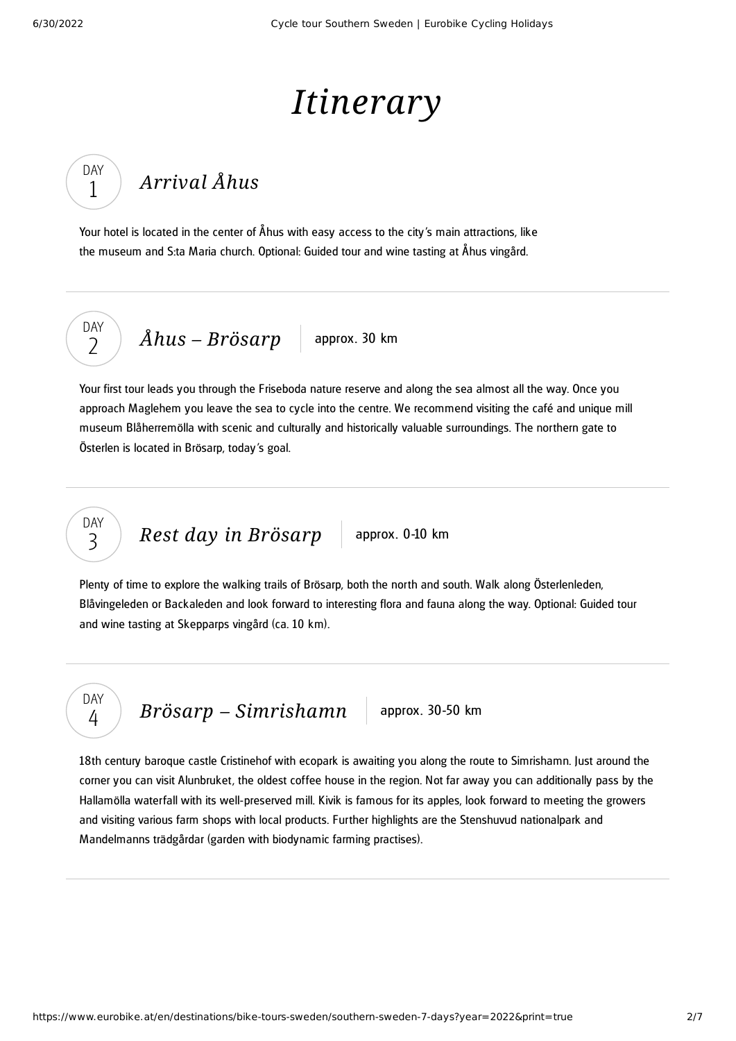# *Itinerary*

## DAY 1 — *Arrival Åhus*

Your hotel is located in the center of Åhus with easy access to the city's main attractions, like the museum and S:ta Maria church. Optional: Guided tour and wine tasting at Åhus vingård.

---

## DAY 2 — *Åhus – Brösarp* | approx. 30 km

Your first tour leads you through the Friseboda nature reserve and along the sea almost all the way. Once you approach Maglehem you leave the sea to cycle into the centre. We recommend visiting the café and unique mill museum Blåherremölla with scenic and culturally and historically valuable surroundings. The northern gate to Österlen is located in Brösarp, today's goal.

---

## DAY 3 — *Rest day in Brösarp* | approx. 0-10 km

Plenty of time to explore the walking trails of Brösarp, both the north and south. Walk along Österlenleden, Blåvingeleden or Backaleden and look forward to interesting flora and fauna along the way. Optional: Guided tour and wine tasting at Skepparps vingård (ca. 10 km).

---

## DAY 4 — *Brösarp – Simrishamn* | approx. 30-50 km

18th century baroque castle Cristinehof with ecopark is awaiting you along the route to Simrishamn. Just around the corner you can visit Alunbruket, the oldest coffee house in the region. Not far away you can additionally pass by the Hallamölla waterfall with its well-preserved mill. Kivik is famous for its apples, look forward to meeting the growers and visiting various farm shops with local products. Further highlights are the Stenshuvud nationalpark and Mandelmanns trädgårdar (garden with biodynamic farming practises).

---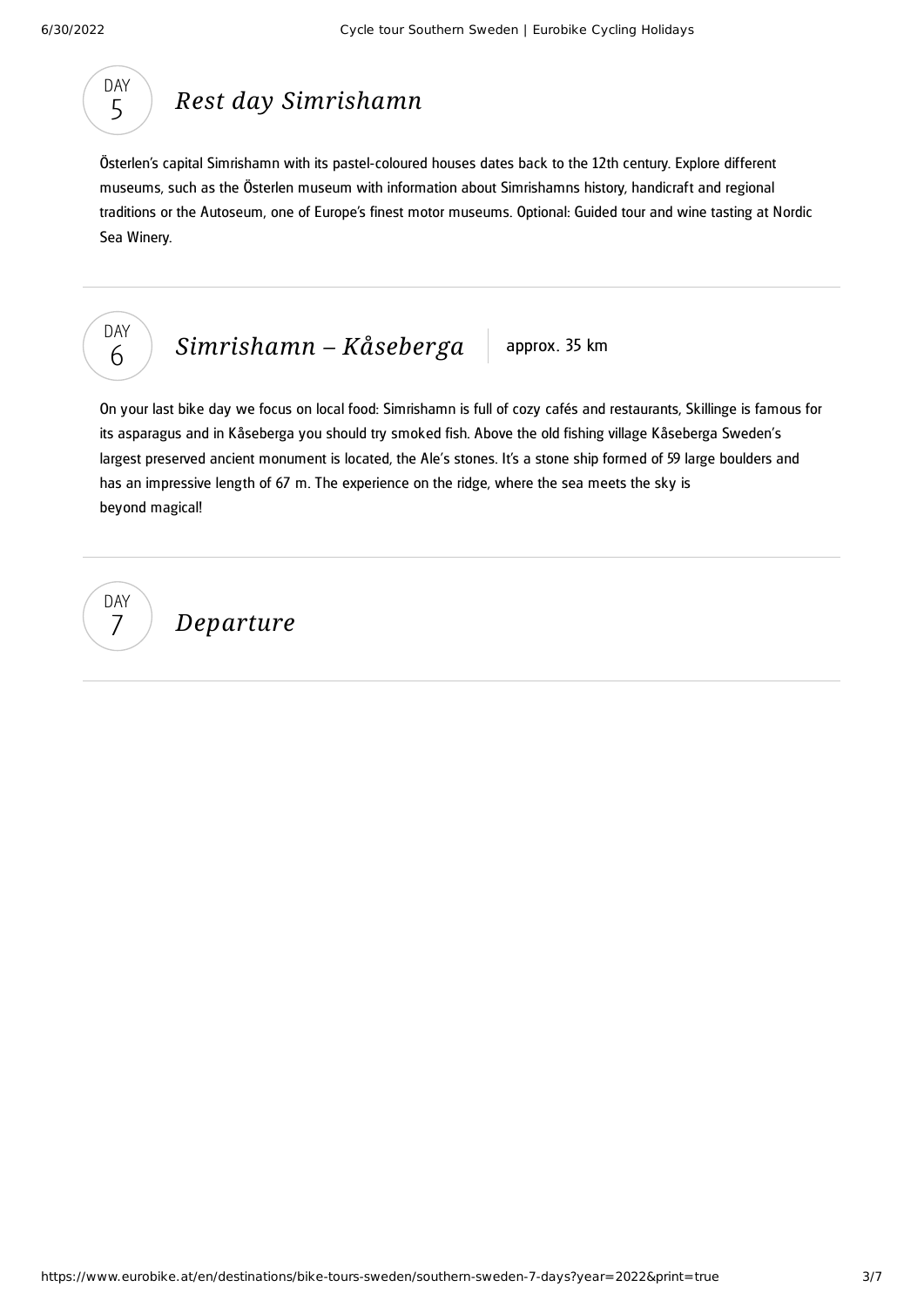## DAY 5 — *Rest day Simrishamn*

Österlen's capital Simrishamn with its pastel-coloured houses dates back to the 12th century. Explore different museums, such as the Österlen museum with information about Simrishamns history, handicraft and regional traditions or the Autoseum, one of Europe's finest motor museums. Optional: Guided tour and wine tasting at Nordic Sea Winery.

---

## DAY 6 — *Simrishamn – Kåseberga*

approx. 35 km

On your last bike day we focus on local food: Simrishamn is full of cozy cafés and restaurants, Skillinge is famous for its asparagus and in Kåseberga you should try smoked fish. Above the old fishing village Kåseberga Sweden's largest preserved ancient monument is located, the Ale's stones. It's a stone ship formed of 59 large boulders and has an impressive length of 67 m. The experience on the ridge, where the sea meets the sky is beyond magical!

---

## DAY 7 — *Departure*

---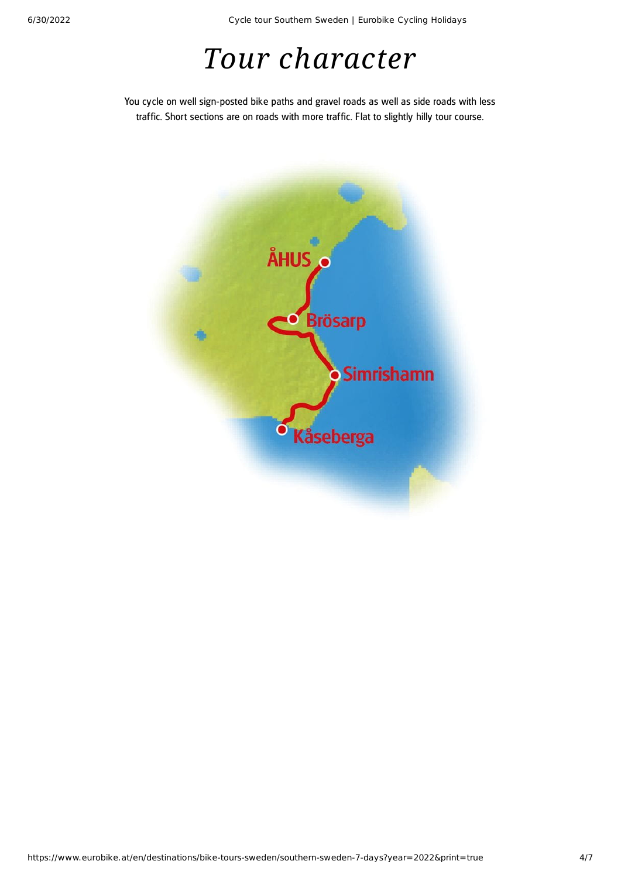# *Tour character*

You cycle on well sign-posted bike paths and gravel roads as well as side roads with less traffic. Short sections are on roads with more traffic. Flat to slightly hilly tour course.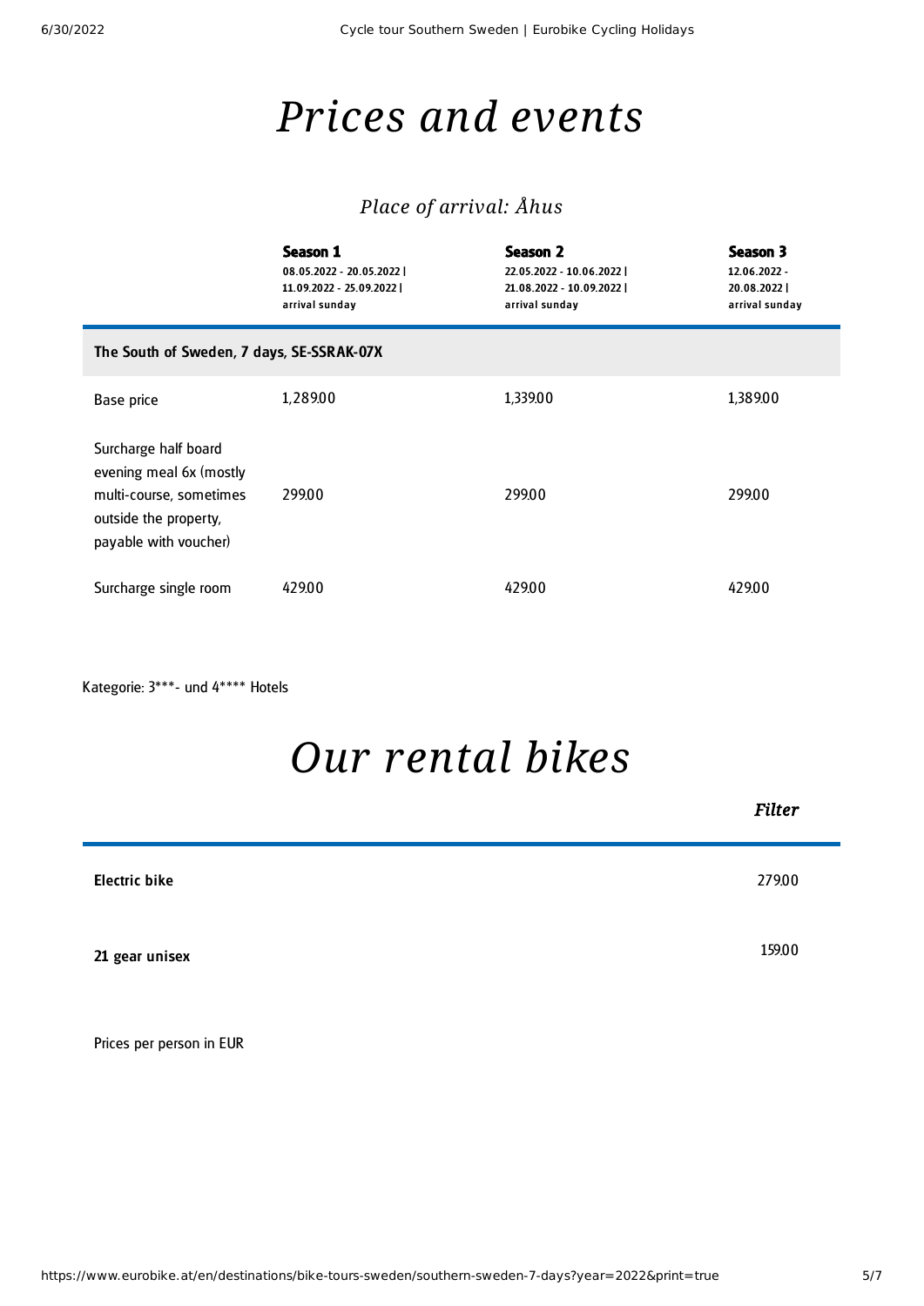# Prices and events

## Place of arrival: Åhus

| | **Season 1** 08.05.2022 - 20.05.2022 \| 11.09.2022 - 25.09.2022 \| arrival sunday | **Season 2** 22.05.2022 - 10.06.2022 \| 21.08.2022 - 10.09.2022 \| arrival sunday | **Season 3** 12.06.2022 - 20.08.2022 \| arrival sunday |
|---|---|---|---|
| **The South of Sweden, 7 days, SE-SSRAK-07X** | | | |
| Base price | 1,289.00 | 1,339.00 | 1,389.00 |
| Surcharge half board evening meal 6x (mostly multi-course, sometimes outside the property, payable with voucher) | 299.00 | 299.00 | 299.00 |
| Surcharge single room | 429.00 | 429.00 | 429.00 |

Kategorie: 3***- und 4**** Hotels

# Our rental bikes

*Filter*

| | |
|---|---|
| **Electric bike** | 279.00 |
| **21 gear unisex** | 159.00 |

Prices per person in EUR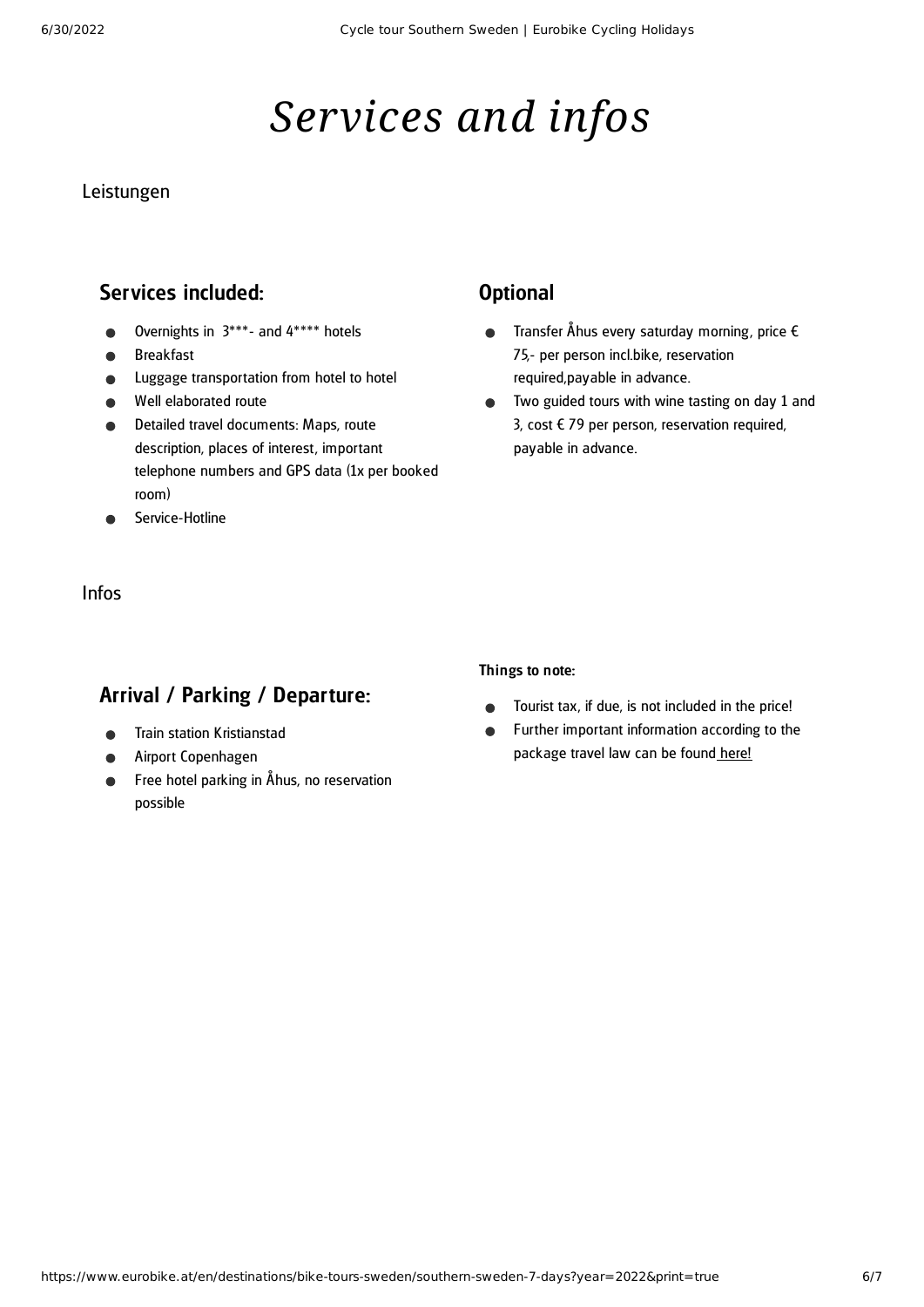# *Services and infos*

Leistungen

## Services included:

- Overnights in 3***- and 4**** hotels
- Breakfast
- Luggage transportation from hotel to hotel
- Well elaborated route
- Detailed travel documents: Maps, route description, places of interest, important telephone numbers and GPS data (1x per booked room)
- Service-Hotline

## Optional

- Transfer Åhus every saturday morning, price € 75,- per person incl.bike, reservation required,payable in advance.
- Two guided tours with wine tasting on day 1 and 3, cost € 79 per person, reservation required, payable in advance.

Infos

## Arrival / Parking / Departure:

- Train station Kristianstad
- Airport Copenhagen
- Free hotel parking in Åhus, no reservation possible

**Things to note:**

- Tourist tax, if due, is not included in the price!
- Further important information according to the package travel law can be found here!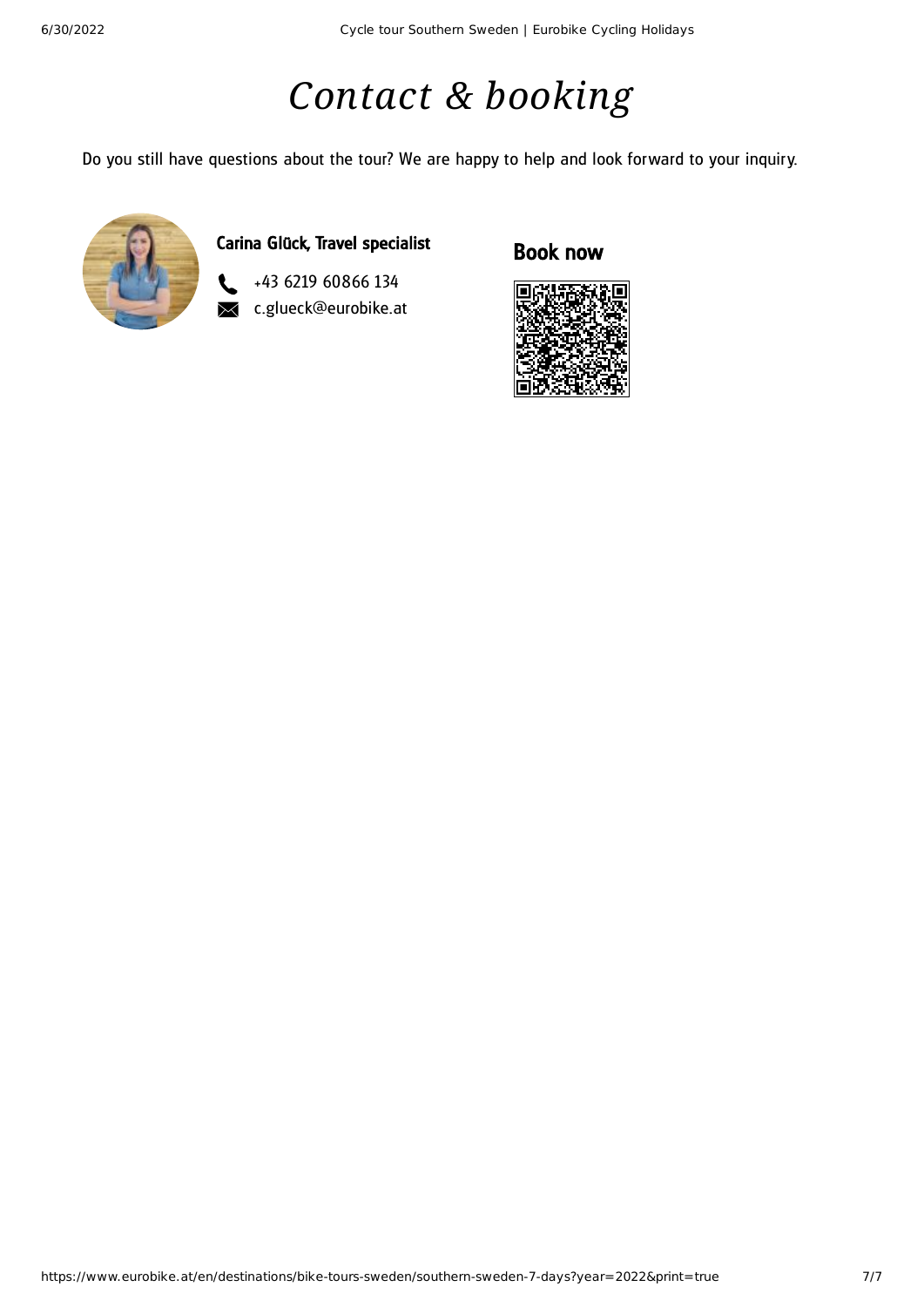# *Contact & booking*

Do you still have questions about the tour? We are happy to help and look forward to your inquiry.

**Carina Glück, Travel specialist**

+43 6219 60866 134

c.glueck@eurobike.at

**Book now**